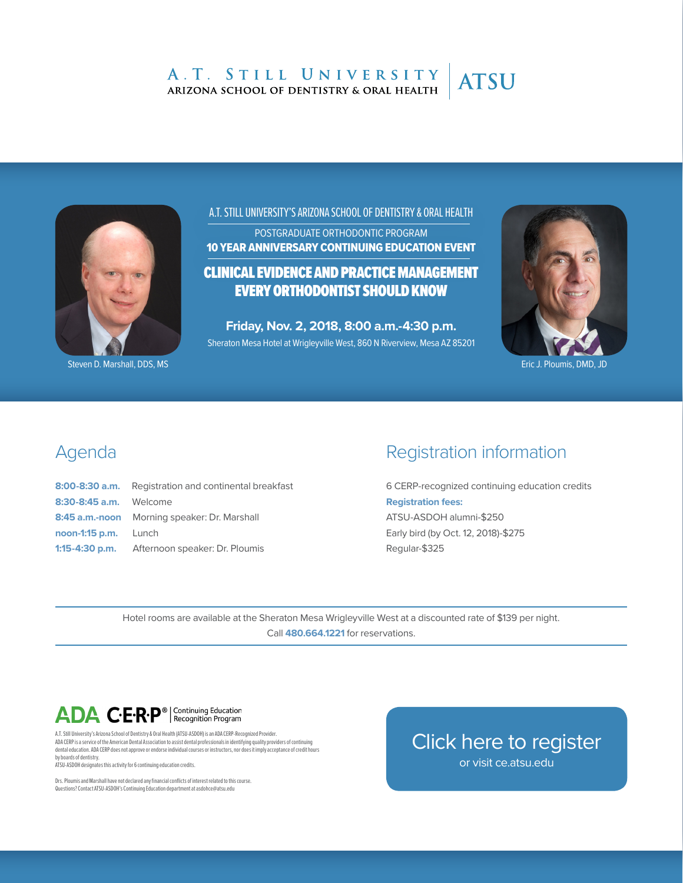A.T. STILL UNIVERSITY
ARIZONA SCHOOL OF DENTISTRY & ORAL HEALTH | ATSU

A.T. STILL UNIVERSITY'S ARIZONA SCHOOL OF DENTISTRY & ORAL HEALTH

POSTGRADUATE ORTHODONTIC PROGRAM

**10 YEAR ANNIVERSARY CONTINUING EDUCATION EVENT**

# CLINICAL EVIDENCE AND PRACTICE MANAGEMENT EVERY ORTHODONTIST SHOULD KNOW

**Friday, Nov. 2, 2018, 8:00 a.m.-4:30 p.m.**

Sheraton Mesa Hotel at Wrigleyville West, 860 N Riverview, Mesa AZ 85201

Steven D. Marshall, DDS, MS

Eric J. Ploumis, DMD, JD

## Agenda

| | |
|---|---|
| **8:00-8:30 a.m.** | Registration and continental breakfast |
| **8:30-8:45 a.m.** | Welcome |
| **8:45 a.m.-noon** | Morning speaker: Dr. Marshall |
| **noon-1:15 p.m.** | Lunch |
| **1:15-4:30 p.m.** | Afternoon speaker: Dr. Ploumis |

## Registration information

6 CERP-recognized continuing education credits

**Registration fees:**

ATSU-ASDOH alumni-$250
Early bird (by Oct. 12, 2018)-$275
Regular-$325

Hotel rooms are available at the Sheraton Mesa Wrigleyville West at a discounted rate of $139 per night.
Call **480.664.1221** for reservations.

ADA C·E·R·P® | Continuing Education Recognition Program

A.T. Still University's Arizona School of Dentistry & Oral Health (ATSU-ASDOH) is an ADA CERP-Recognized Provider.
ADA CERP is a service of the American Dental Association to assist dental professionals in identifying quality providers of continuing dental education. ADA CERP does not approve or endorse individual courses or instructors, nor does it imply acceptance of credit hours by boards of dentistry.
ATSU-ASDOH designates this activity for 6 continuing education credits.

Drs. Ploumis and Marshall have not declared any financial conflicts of interest related to this course.
Questions? Contact ATSU-ASDOH's Continuing Education department at asdohce@atsu.edu

Click here to register
or visit ce.atsu.edu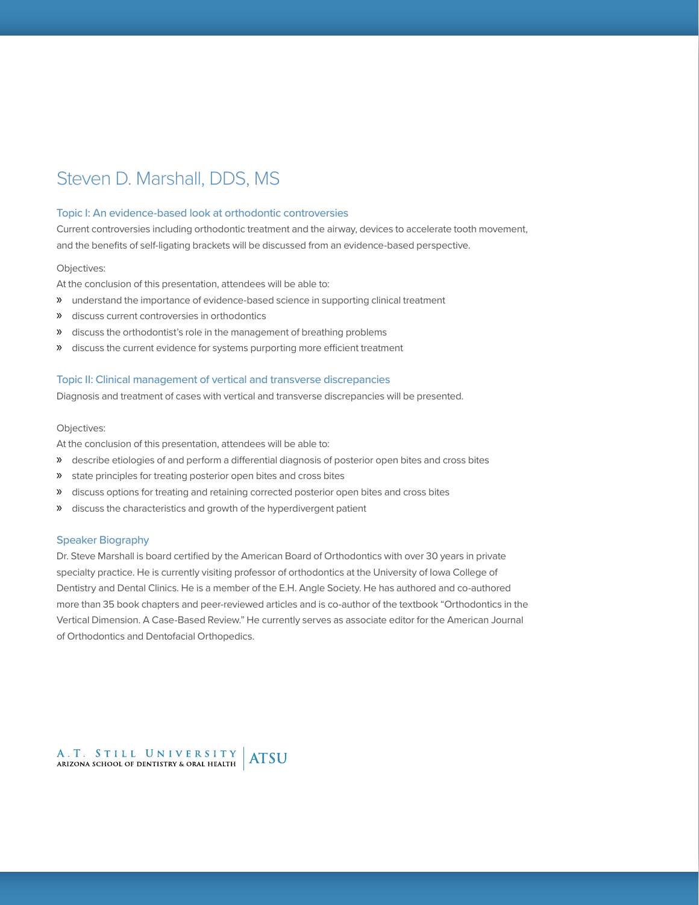# Steven D. Marshall, DDS, MS

### Topic I: An evidence-based look at orthodontic controversies

Current controversies including orthodontic treatment and the airway, devices to accelerate tooth movement, and the benefits of self-ligating brackets will be discussed from an evidence-based perspective.

Objectives:

At the conclusion of this presentation, attendees will be able to:

- understand the importance of evidence-based science in supporting clinical treatment
- discuss current controversies in orthodontics
- discuss the orthodontist's role in the management of breathing problems
- discuss the current evidence for systems purporting more efficient treatment

### Topic II: Clinical management of vertical and transverse discrepancies

Diagnosis and treatment of cases with vertical and transverse discrepancies will be presented.

Objectives:

At the conclusion of this presentation, attendees will be able to:

- describe etiologies of and perform a differential diagnosis of posterior open bites and cross bites
- state principles for treating posterior open bites and cross bites
- discuss options for treating and retaining corrected posterior open bites and cross bites
- discuss the characteristics and growth of the hyperdivergent patient

### Speaker Biography

Dr. Steve Marshall is board certified by the American Board of Orthodontics with over 30 years in private specialty practice. He is currently visiting professor of orthodontics at the University of Iowa College of Dentistry and Dental Clinics. He is a member of the E.H. Angle Society. He has authored and co-authored more than 35 book chapters and peer-reviewed articles and is co-author of the textbook "Orthodontics in the Vertical Dimension. A Case-Based Review." He currently serves as associate editor for the American Journal of Orthodontics and Dentofacial Orthopedics.

A.T. STILL UNIVERSITY | ATSU
ARIZONA SCHOOL OF DENTISTRY & ORAL HEALTH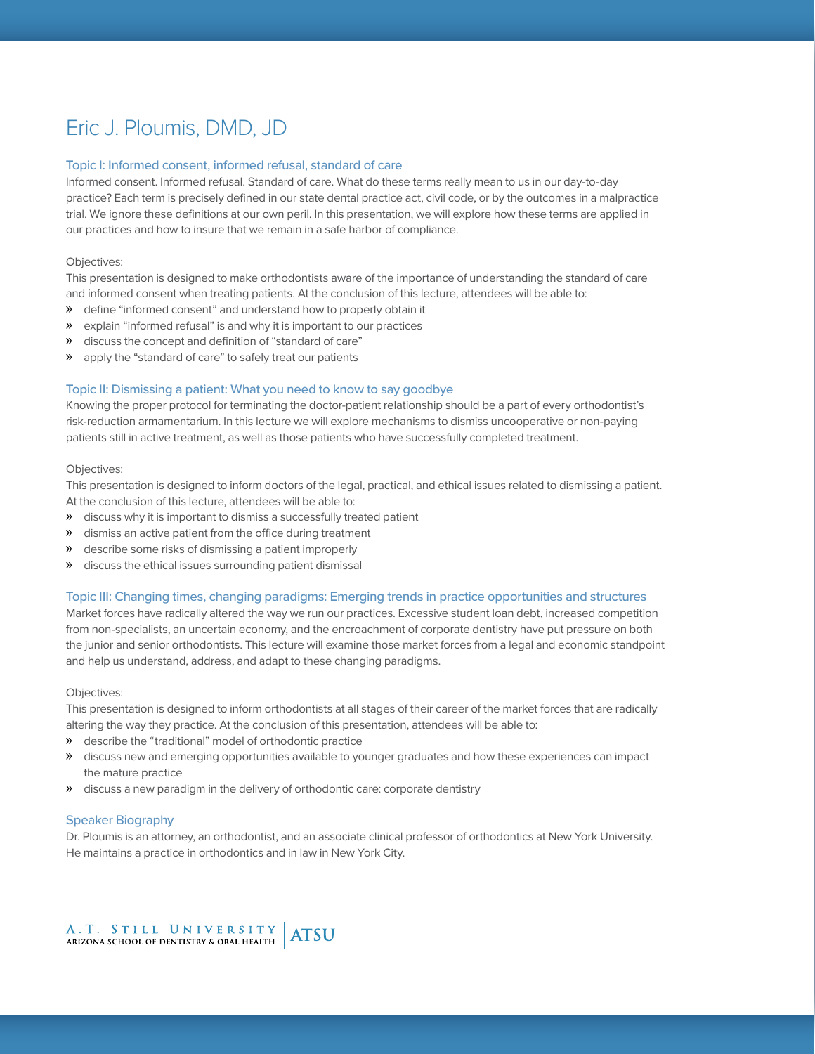# Eric J. Ploumis, DMD, JD

## Topic I: Informed consent, informed refusal, standard of care

Informed consent. Informed refusal. Standard of care. What do these terms really mean to us in our day-to-day practice? Each term is precisely defined in our state dental practice act, civil code, or by the outcomes in a malpractice trial. We ignore these definitions at our own peril. In this presentation, we will explore how these terms are applied in our practices and how to insure that we remain in a safe harbor of compliance.

Objectives:

This presentation is designed to make orthodontists aware of the importance of understanding the standard of care and informed consent when treating patients. At the conclusion of this lecture, attendees will be able to:

- define “informed consent” and understand how to properly obtain it
- explain “informed refusal” is and why it is important to our practices
- discuss the concept and definition of “standard of care”
- apply the “standard of care” to safely treat our patients

## Topic II: Dismissing a patient: What you need to know to say goodbye

Knowing the proper protocol for terminating the doctor-patient relationship should be a part of every orthodontist’s risk-reduction armamentarium. In this lecture we will explore mechanisms to dismiss uncooperative or non-paying patients still in active treatment, as well as those patients who have successfully completed treatment.

Objectives:

This presentation is designed to inform doctors of the legal, practical, and ethical issues related to dismissing a patient. At the conclusion of this lecture, attendees will be able to:

- discuss why it is important to dismiss a successfully treated patient
- dismiss an active patient from the office during treatment
- describe some risks of dismissing a patient improperly
- discuss the ethical issues surrounding patient dismissal

## Topic III: Changing times, changing paradigms: Emerging trends in practice opportunities and structures

Market forces have radically altered the way we run our practices. Excessive student loan debt, increased competition from non-specialists, an uncertain economy, and the encroachment of corporate dentistry have put pressure on both the junior and senior orthodontists. This lecture will examine those market forces from a legal and economic standpoint and help us understand, address, and adapt to these changing paradigms.

Objectives:

This presentation is designed to inform orthodontists at all stages of their career of the market forces that are radically altering the way they practice. At the conclusion of this presentation, attendees will be able to:

- describe the “traditional” model of orthodontic practice
- discuss new and emerging opportunities available to younger graduates and how these experiences can impact the mature practice
- discuss a new paradigm in the delivery of orthodontic care: corporate dentistry

## Speaker Biography

Dr. Ploumis is an attorney, an orthodontist, and an associate clinical professor of orthodontics at New York University. He maintains a practice in orthodontics and in law in New York City.

A.T. Still University
Arizona School of Dentistry & Oral Health | ATSU